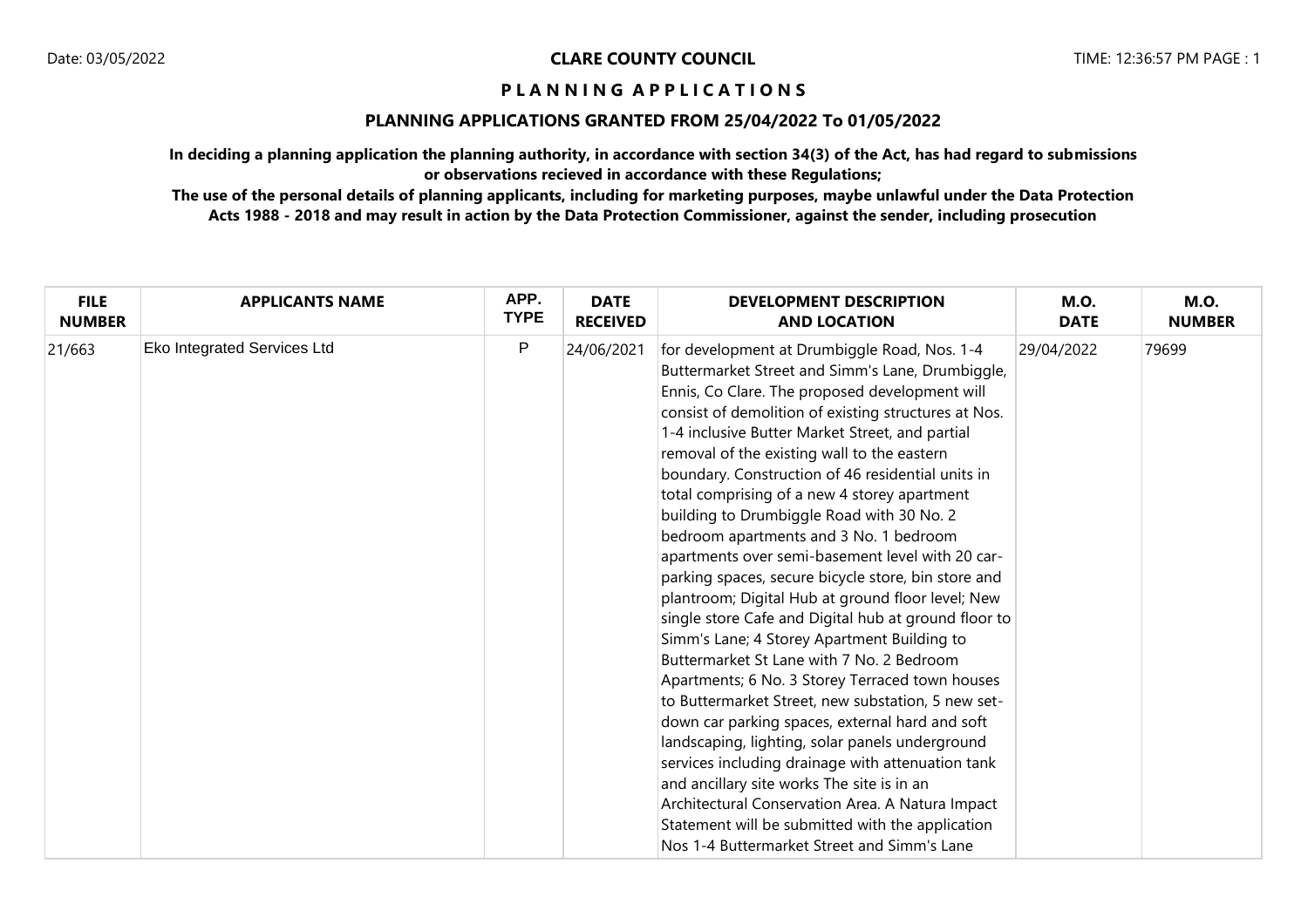**CLARE COUNTY COUNCIL**

# PLANNING APPLICATIONS

## PLANNING APPLICATIONS GRANTED FROM 25/04/2022 To 01/05/2022

**In deciding a planning application the planning authority, in accordance with section 34(3) of the Act, has had regard to submissions or observations recieved in accordance with these Regulations;**

**The use of the personal details of planning applicants, including for marketing purposes, maybe unlawful under the Data Protection Acts 1988 - 2018 and may result in action by the Data Protection Commissioner, against the sender, including prosecution**

| FILE NUMBER | APPLICANTS NAME | APP. TYPE | DATE RECEIVED | DEVELOPMENT DESCRIPTION AND LOCATION | M.O. DATE | M.O. NUMBER |
|---|---|---|---|---|---|---|
| 21/663 | Eko Integrated Services Ltd | P | 24/06/2021 | for development at Drumbiggle Road, Nos. 1-4 Buttermarket Street and Simm's Lane, Drumbiggle, Ennis, Co Clare. The proposed development will consist of demolition of existing structures at Nos. 1-4 inclusive Butter Market Street, and partial removal of the existing wall to the eastern boundary. Construction of 46 residential units in total comprising of a new 4 storey apartment building to Drumbiggle Road with 30 No. 2 bedroom apartments and 3 No. 1 bedroom apartments over semi-basement level with 20 car-parking spaces, secure bicycle store, bin store and plantroom; Digital Hub at ground floor level; New single store Cafe and Digital hub at ground floor to Simm's Lane; 4 Storey Apartment Building to Buttermarket St Lane with 7 No. 2 Bedroom Apartments; 6 No. 3 Storey Terraced town houses to Buttermarket Street, new substation, 5 new set-down car parking spaces, external hard and soft landscaping, lighting, solar panels underground services including drainage with attenuation tank and ancillary site works The site is in an Architectural Conservation Area. A Natura Impact Statement will be submitted with the application Nos 1-4 Buttermarket Street and Simm's Lane | 29/04/2022 | 79699 |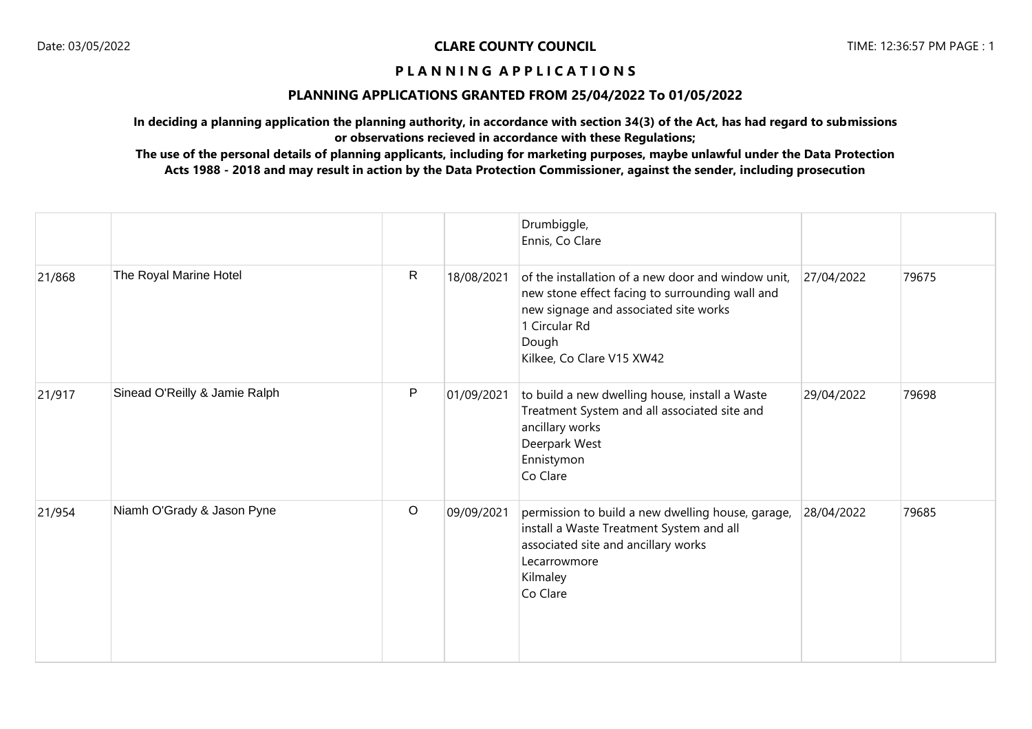**CLARE COUNTY COUNCIL**

**P L A N N I N G A P P L I C A T I O N S**

## PLANNING APPLICATIONS GRANTED FROM 25/04/2022 To 01/05/2022

**In deciding a planning application the planning authority, in accordance with section 34(3) of the Act, has had regard to submissions or observations recieved in accordance with these Regulations;**

**The use of the personal details of planning applicants, including for marketing purposes, maybe unlawful under the Data Protection Acts 1988 - 2018 and may result in action by the Data Protection Commissioner, against the sender, including prosecution**

| | | | | | | |
|---|---|---|---|---|---|---|
| | | | | Drumbiggle,<br>Ennis, Co Clare | | |
| 21/868 | The Royal Marine Hotel | R | 18/08/2021 | of the installation of a new door and window unit, new stone effect facing to surrounding wall and new signage and associated site works<br>1 Circular Rd<br>Dough<br>Kilkee, Co Clare V15 XW42 | 27/04/2022 | 79675 |
| 21/917 | Sinead O'Reilly & Jamie Ralph | P | 01/09/2021 | to build a new dwelling house, install a Waste Treatment System and all associated site and ancillary works<br>Deerpark West<br>Ennistymon<br>Co Clare | 29/04/2022 | 79698 |
| 21/954 | Niamh O'Grady & Jason Pyne | O | 09/09/2021 | permission to build a new dwelling house, garage, install a Waste Treatment System and all associated site and ancillary works<br>Lecarrowmore<br>Kilmaley<br>Co Clare | 28/04/2022 | 79685 |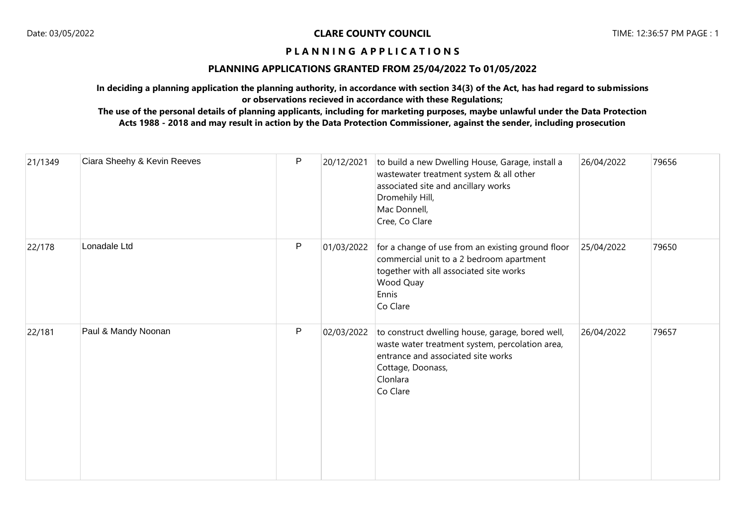**CLARE COUNTY COUNCIL**

# P L A N N I N G  A P P L I C A T I O N S

## PLANNING APPLICATIONS GRANTED FROM 25/04/2022 To 01/05/2022

**In deciding a planning application the planning authority, in accordance with section 34(3) of the Act, has had regard to submissions or observations recieved in accordance with these Regulations;**

**The use of the personal details of planning applicants, including for marketing purposes, maybe unlawful under the Data Protection Acts 1988 - 2018 and may result in action by the Data Protection Commissioner, against the sender, including prosecution**

| | | | | | | |
|---|---|---|---|---|---|---|
| 21/1349 | Ciara Sheehy & Kevin Reeves | P | 20/12/2021 | to build a new Dwelling House, Garage, install a wastewater treatment system & all other associated site and ancillary works<br>Dromehily Hill,<br>Mac Donnell,<br>Cree, Co Clare | 26/04/2022 | 79656 |
| 22/178 | Lonadale Ltd | P | 01/03/2022 | for a change of use from an existing ground floor commercial unit to a 2 bedroom apartment together with all associated site works<br>Wood Quay<br>Ennis<br>Co Clare | 25/04/2022 | 79650 |
| 22/181 | Paul & Mandy Noonan | P | 02/03/2022 | to construct dwelling house, garage, bored well, waste water treatment system, percolation area, entrance and associated site works<br>Cottage, Doonass,<br>Clonlara<br>Co Clare | 26/04/2022 | 79657 |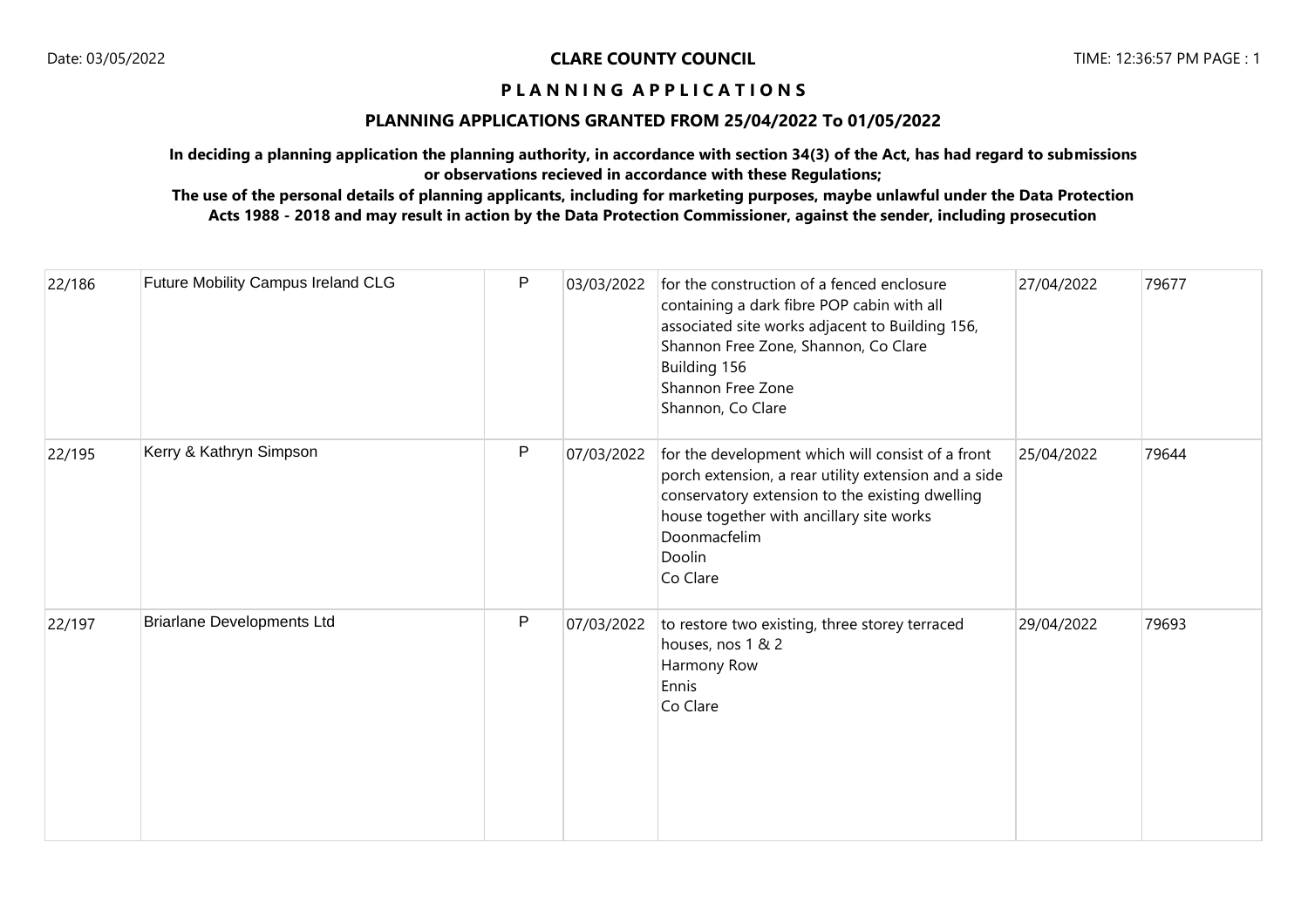**CLARE COUNTY COUNCIL**

**P L A N N I N G   A P P L I C A T I O N S**

**PLANNING APPLICATIONS GRANTED FROM 25/04/2022 To 01/05/2022**

**In deciding a planning application the planning authority, in accordance with section 34(3) of the Act, has had regard to submissions or observations recieved in accordance with these Regulations;**

**The use of the personal details of planning applicants, including for marketing purposes, maybe unlawful under the Data Protection Acts 1988 - 2018 and may result in action by the Data Protection Commissioner, against the sender, including prosecution**

| | | | | | | |
|---|---|---|---|---|---|---|
| 22/186 | Future Mobility Campus Ireland CLG | P | 03/03/2022 | for the construction of a fenced enclosure containing a dark fibre POP cabin with all associated site works adjacent to Building 156, Shannon Free Zone, Shannon, Co Clare<br>Building 156<br>Shannon Free Zone<br>Shannon, Co Clare | 27/04/2022 | 79677 |
| 22/195 | Kerry & Kathryn Simpson | P | 07/03/2022 | for the development which will consist of a front porch extension, a rear utility extension and a side conservatory extension to the existing dwelling house together with ancillary site works<br>Doonmacfelim<br>Doolin<br>Co Clare | 25/04/2022 | 79644 |
| 22/197 | Briarlane Developments Ltd | P | 07/03/2022 | to restore two existing, three storey terraced houses, nos 1 & 2<br>Harmony Row<br>Ennis<br>Co Clare | 29/04/2022 | 79693 |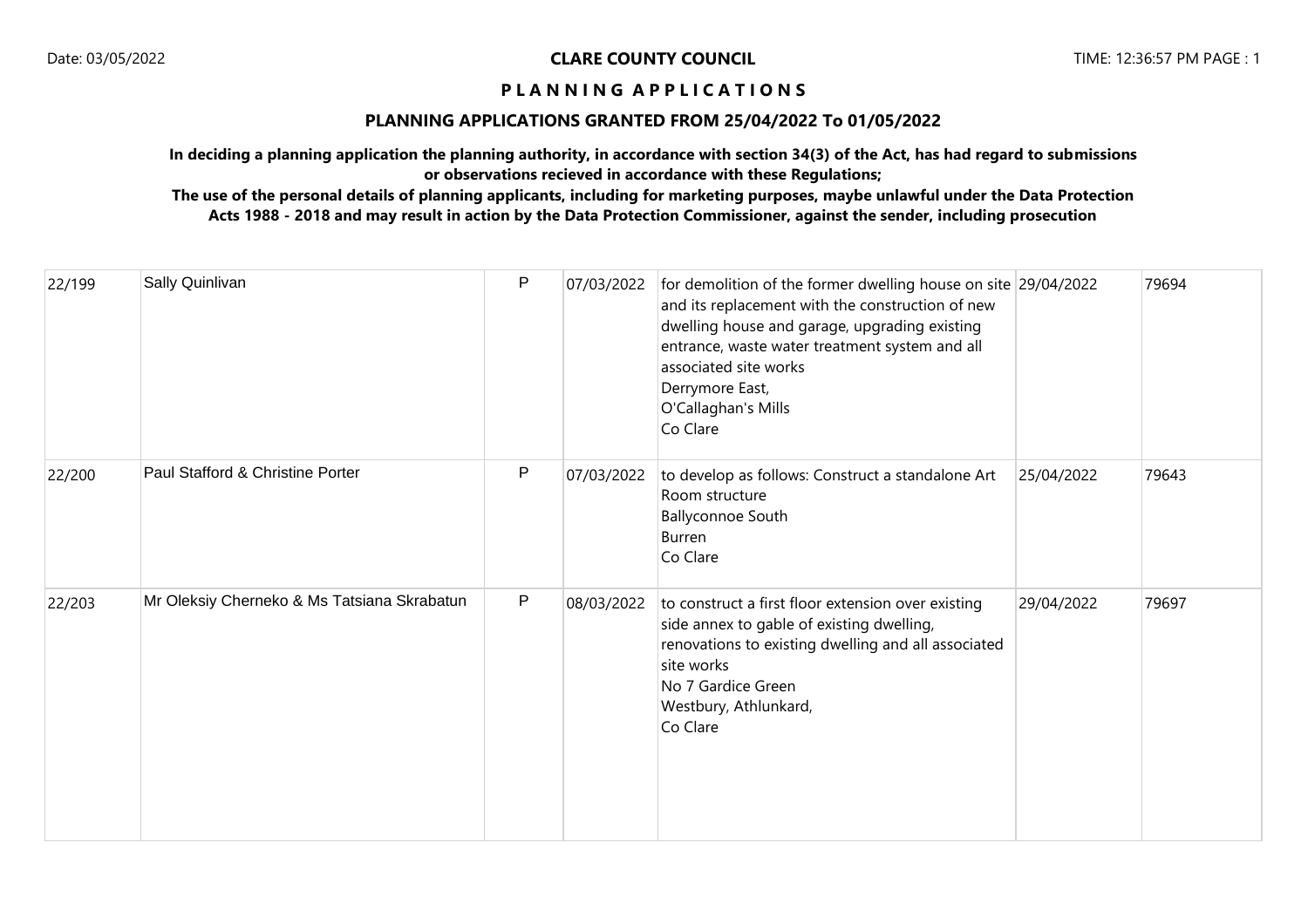**CLARE COUNTY COUNCIL**

**P L A N N I N G A P P L I C A T I O N S**

**PLANNING APPLICATIONS GRANTED FROM 25/04/2022 To 01/05/2022**

**In deciding a planning application the planning authority, in accordance with section 34(3) of the Act, has had regard to submissions or observations recieved in accordance with these Regulations;**

**The use of the personal details of planning applicants, including for marketing purposes, maybe unlawful under the Data Protection Acts 1988 - 2018 and may result in action by the Data Protection Commissioner, against the sender, including prosecution**

| | | | | | | |
|---|---|---|---|---|---|---|
| 22/199 | Sally Quinlivan | P | 07/03/2022 | for demolition of the former dwelling house on site and its replacement with the construction of new dwelling house and garage, upgrading existing entrance, waste water treatment system and all associated site works<br>Derrymore East,<br>O'Callaghan's Mills<br>Co Clare | 29/04/2022 | 79694 |
| 22/200 | Paul Stafford & Christine Porter | P | 07/03/2022 | to develop as follows: Construct a standalone Art Room structure<br>Ballyconnoe South<br>Burren<br>Co Clare | 25/04/2022 | 79643 |
| 22/203 | Mr Oleksiy Cherneko & Ms Tatsiana Skrabatun | P | 08/03/2022 | to construct a first floor extension over existing side annex to gable of existing dwelling, renovations to existing dwelling and all associated site works<br>No 7 Gardice Green<br>Westbury, Athlunkard,<br>Co Clare | 29/04/2022 | 79697 |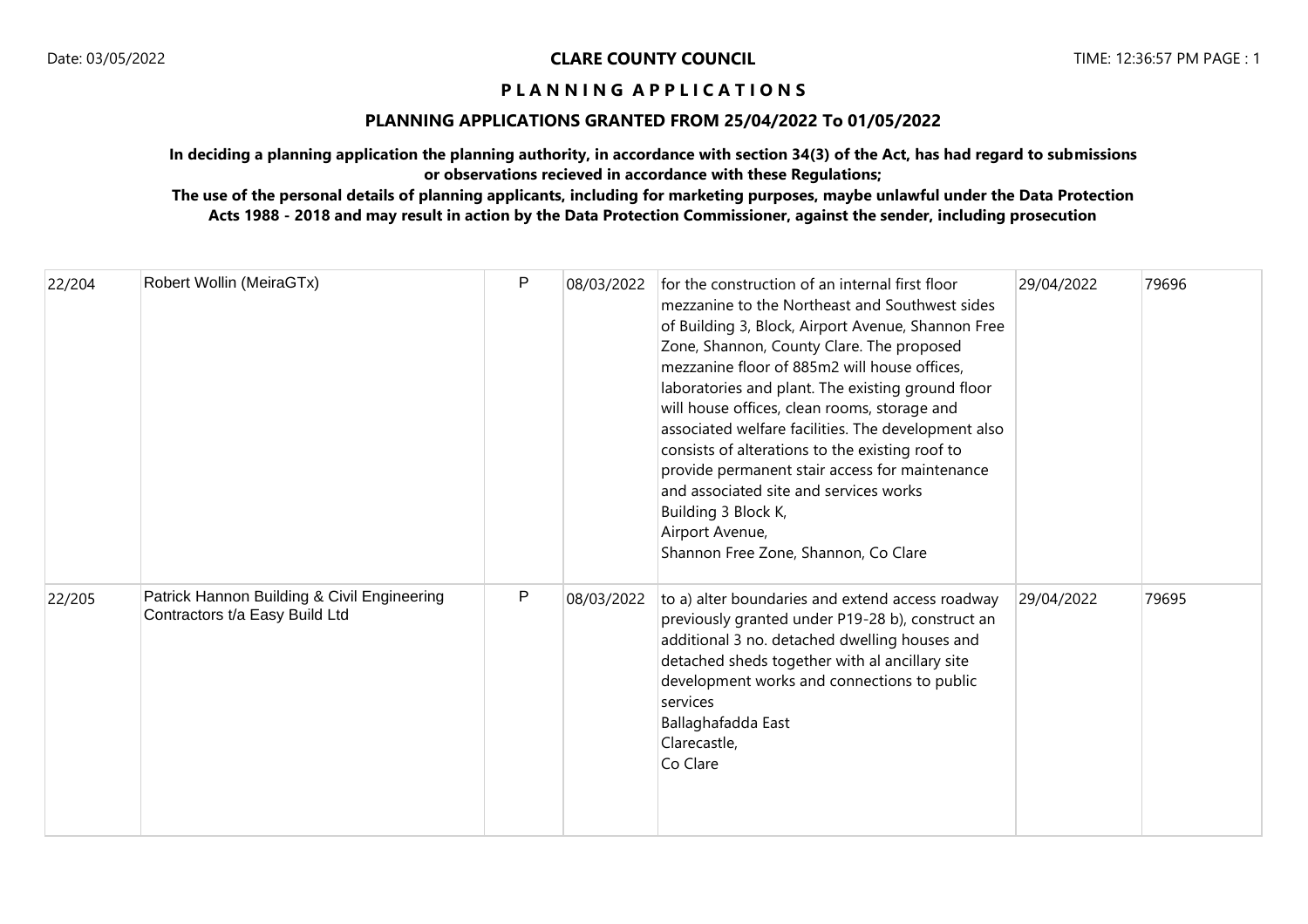**CLARE COUNTY COUNCIL**

**P L A N N I N G A P P L I C A T I O N S**

**PLANNING APPLICATIONS GRANTED FROM 25/04/2022 To 01/05/2022**

**In deciding a planning application the planning authority, in accordance with section 34(3) of the Act, has had regard to submissions or observations recieved in accordance with these Regulations;**

**The use of the personal details of planning applicants, including for marketing purposes, maybe unlawful under the Data Protection Acts 1988 - 2018 and may result in action by the Data Protection Commissioner, against the sender, including prosecution**

| | | | | | | |
|---|---|---|---|---|---|---|
| 22/204 | Robert Wollin (MeiraGTx) | P | 08/03/2022 | for the construction of an internal first floor mezzanine to the Northeast and Southwest sides of Building 3, Block, Airport Avenue, Shannon Free Zone, Shannon, County Clare. The proposed mezzanine floor of 885m2 will house offices, laboratories and plant. The existing ground floor will house offices, clean rooms, storage and associated welfare facilities. The development also consists of alterations to the existing roof to provide permanent stair access for maintenance and associated site and services works<br>Building 3 Block K,<br>Airport Avenue,<br>Shannon Free Zone, Shannon, Co Clare | 29/04/2022 | 79696 |
| 22/205 | Patrick Hannon Building & Civil Engineering Contractors t/a Easy Build Ltd | P | 08/03/2022 | to a) alter boundaries and extend access roadway previously granted under P19-28 b), construct an additional 3 no. detached dwelling houses and detached sheds together with al ancillary site development works and connections to public services<br>Ballaghafadda East<br>Clarecastle,<br>Co Clare | 29/04/2022 | 79695 |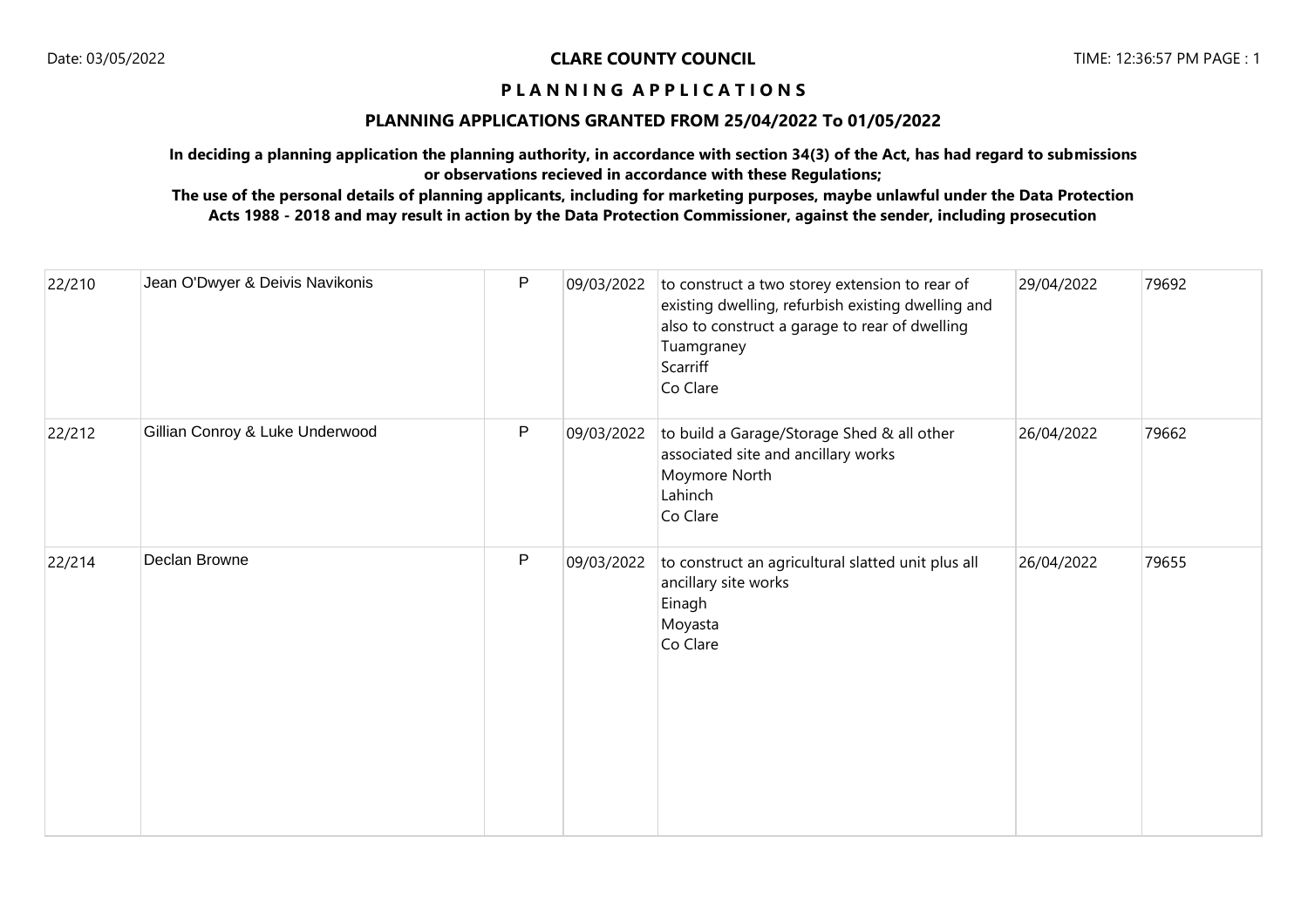**CLARE COUNTY COUNCIL**

**P L A N N I N G   A P P L I C A T I O N S**

**PLANNING APPLICATIONS GRANTED FROM 25/04/2022 To 01/05/2022**

**In deciding a planning application the planning authority, in accordance with section 34(3) of the Act, has had regard to submissions or observations recieved in accordance with these Regulations;**

**The use of the personal details of planning applicants, including for marketing purposes, maybe unlawful under the Data Protection Acts 1988 - 2018 and may result in action by the Data Protection Commissioner, against the sender, including prosecution**

| | | | | | | |
|---|---|---|---|---|---|---|
| 22/210 | Jean O'Dwyer & Deivis Navikonis | P | 09/03/2022 | to construct a two storey extension to rear of existing dwelling, refurbish existing dwelling and also to construct a garage to rear of dwelling<br>Tuamgraney<br>Scarriff<br>Co Clare | 29/04/2022 | 79692 |
| 22/212 | Gillian Conroy & Luke Underwood | P | 09/03/2022 | to build a Garage/Storage Shed & all other associated site and ancillary works<br>Moymore North<br>Lahinch<br>Co Clare | 26/04/2022 | 79662 |
| 22/214 | Declan Browne | P | 09/03/2022 | to construct an agricultural slatted unit plus all ancillary site works<br>Einagh<br>Moyasta<br>Co Clare | 26/04/2022 | 79655 |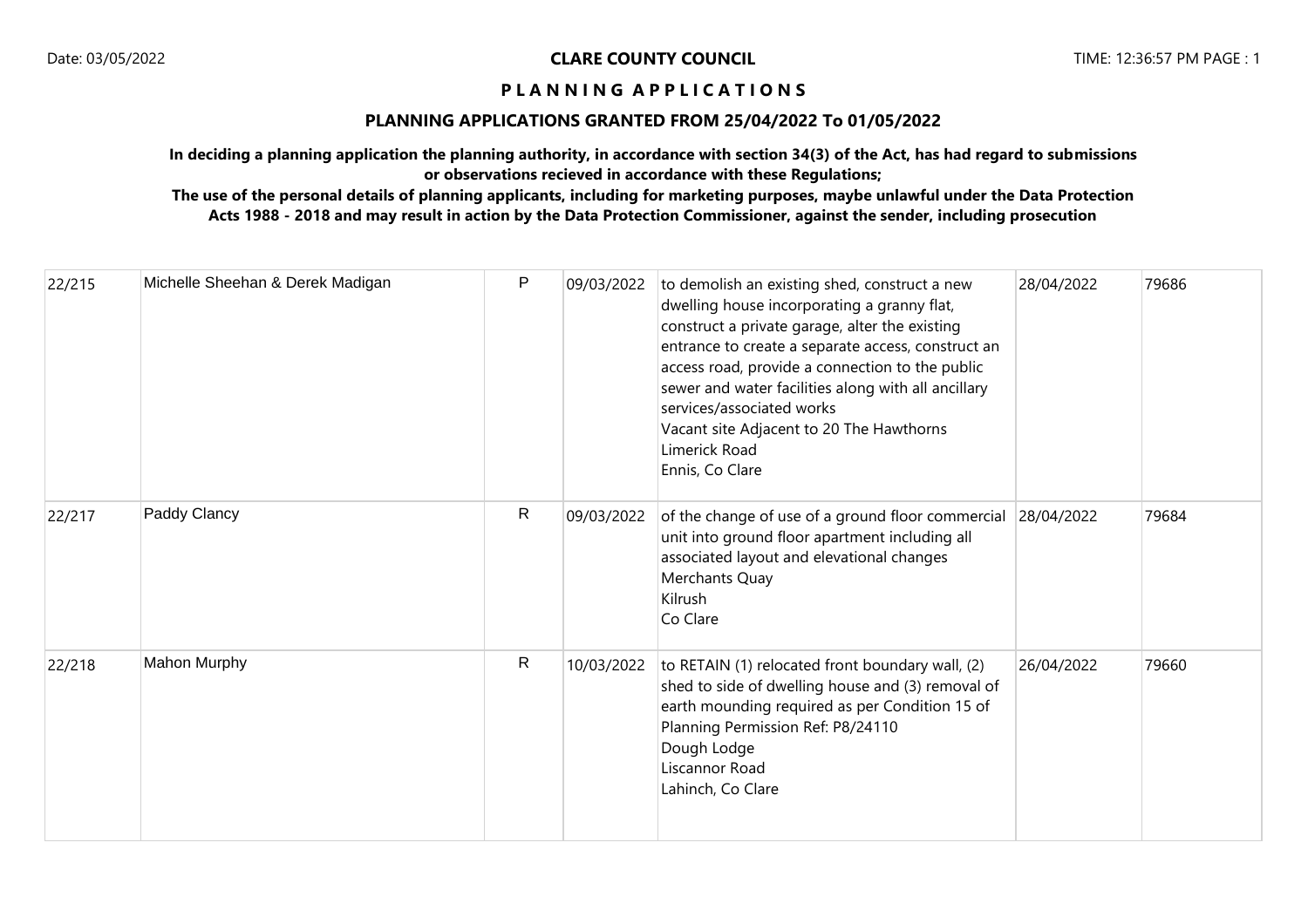**CLARE COUNTY COUNCIL**

**P L A N N I N G A P P L I C A T I O N S**

**PLANNING APPLICATIONS GRANTED FROM 25/04/2022 To 01/05/2022**

**In deciding a planning application the planning authority, in accordance with section 34(3) of the Act, has had regard to submissions or observations recieved in accordance with these Regulations;**

**The use of the personal details of planning applicants, including for marketing purposes, maybe unlawful under the Data Protection Acts 1988 - 2018 and may result in action by the Data Protection Commissioner, against the sender, including prosecution**

| | | | | | | |
|---|---|---|---|---|---|---|
| 22/215 | Michelle Sheehan & Derek Madigan | P | 09/03/2022 | to demolish an existing shed, construct a new dwelling house incorporating a granny flat, construct a private garage, alter the existing entrance to create a separate access, construct an access road, provide a connection to the public sewer and water facilities along with all ancillary services/associated works<br>Vacant site Adjacent to 20 The Hawthorns<br>Limerick Road<br>Ennis, Co Clare | 28/04/2022 | 79686 |
| 22/217 | Paddy Clancy | R | 09/03/2022 | of the change of use of a ground floor commercial unit into ground floor apartment including all associated layout and elevational changes<br>Merchants Quay<br>Kilrush<br>Co Clare | 28/04/2022 | 79684 |
| 22/218 | Mahon Murphy | R | 10/03/2022 | to RETAIN (1) relocated front boundary wall, (2) shed to side of dwelling house and (3) removal of earth mounding required as per Condition 15 of Planning Permission Ref: P8/24110<br>Dough Lodge<br>Liscannor Road<br>Lahinch, Co Clare | 26/04/2022 | 79660 |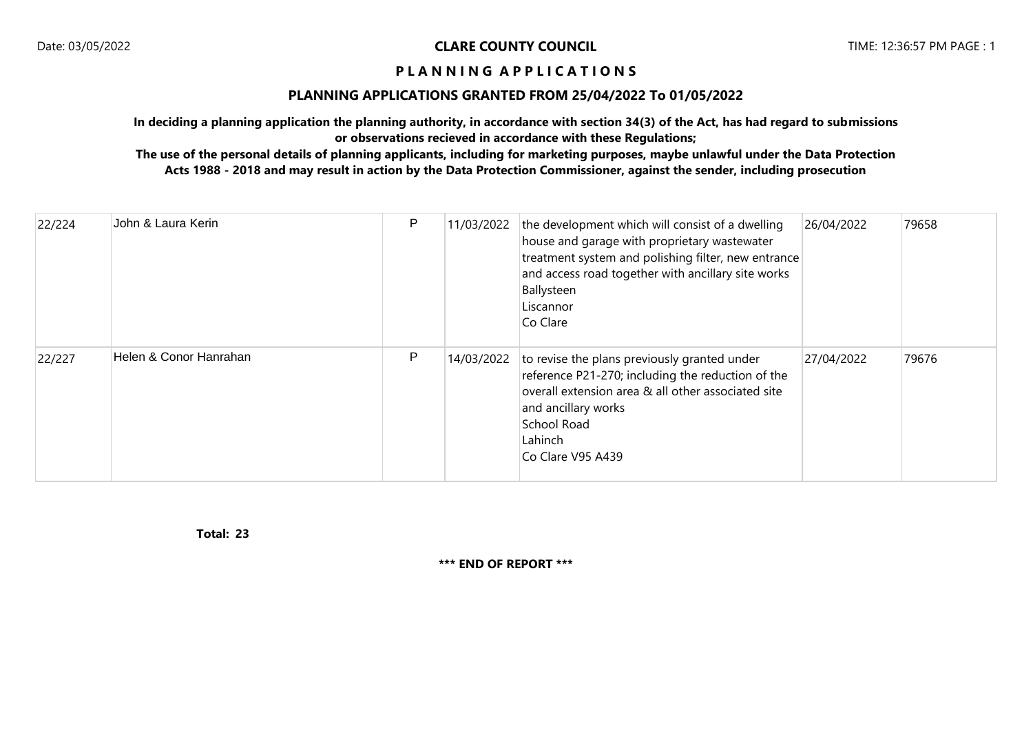| | | | | | | |
|---|---|---|---|---|---|---|
| 22/224 | John & Laura Kerin | P | 11/03/2022 | the development which will consist of a dwelling house and garage with proprietary wastewater treatment system and polishing filter, new entrance and access road together with ancillary site works<br>Ballysteen<br>Liscannor<br>Co Clare | 26/04/2022 | 79658 |
| 22/227 | Helen & Conor Hanrahan | P | 14/03/2022 | to revise the plans previously granted under reference P21-270; including the reduction of the overall extension area & all other associated site and ancillary works<br>School Road<br>Lahinch<br>Co Clare V95 A439 | 27/04/2022 | 79676 |

**Total: 23**

**\*\*\* END OF REPORT \*\*\***